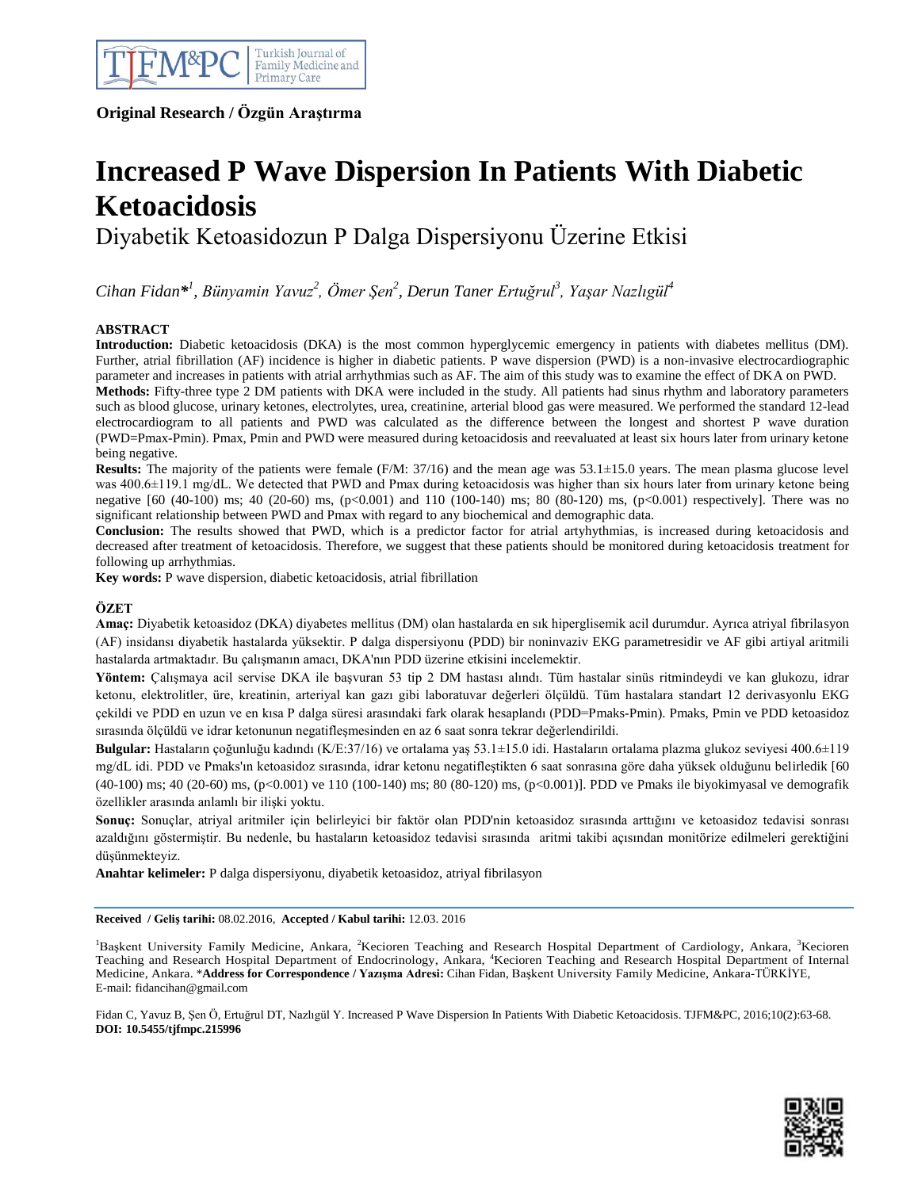**Original Research / Özgün Araştırma**

# Increased P Wave Dispersion In Patients With Diabetic Ketoacidosis

## Diyabetik Ketoasidozun P Dalga Dispersiyonu Üzerine Etkisi

*Cihan Fidan*[*1], Bünyamin Yavuz[2], Ömer Şen[2], Derun Taner Ertuğrul[3], Yaşar Nazlıgül[4]*

### ABSTRACT

**Introduction:** Diabetic ketoacidosis (DKA) is the most common hyperglycemic emergency in patients with diabetes mellitus (DM). Further, atrial fibrillation (AF) incidence is higher in diabetic patients. P wave dispersion (PWD) is a non-invasive electrocardiographic parameter and increases in patients with atrial arrhythmias such as AF. The aim of this study was to examine the effect of DKA on PWD.

**Methods:** Fifty-three type 2 DM patients with DKA were included in the study. All patients had sinus rhythm and laboratory parameters such as blood glucose, urinary ketones, electrolytes, urea, creatinine, arterial blood gas were measured. We performed the standard 12-lead electrocardiogram to all patients and PWD was calculated as the difference between the longest and shortest P wave duration (PWD=Pmax-Pmin). Pmax, Pmin and PWD were measured during ketoacidosis and reevaluated at least six hours later from urinary ketone being negative.

**Results:** The majority of the patients were female (F/M: 37/16) and the mean age was 53.1±15.0 years. The mean plasma glucose level was 400.6±119.1 mg/dL. We detected that PWD and Pmax during ketoacidosis was higher than six hours later from urinary ketone being negative [60 (40-100) ms; 40 (20-60) ms, (p<0.001) and 110 (100-140) ms; 80 (80-120) ms, (p<0.001) respectively]. There was no significant relationship between PWD and Pmax with regard to any biochemical and demographic data.

**Conclusion:** The results showed that PWD, which is a predictor factor for atrial artyhythmias, is increased during ketoacidosis and decreased after treatment of ketoacidosis. Therefore, we suggest that these patients should be monitored during ketoacidosis treatment for following up arrhythmias.

**Key words:** P wave dispersion, diabetic ketoacidosis, atrial fibrillation

### ÖZET

**Amaç:** Diyabetik ketoasidoz (DKA) diyabetes mellitus (DM) olan hastalarda en sık hiperglisemik acil durumdur. Ayrıca atriyal fibrilasyon (AF) insidansı diyabetik hastalarda yüksektir. P dalga dispersiyonu (PDD) bir noninvaziv EKG parametresidir ve AF gibi artiyal aritmili hastalarda artmaktadır. Bu çalışmanın amacı, DKA'nın PDD üzerine etkisini incelemektir.

**Yöntem:** Çalışmaya acil servise DKA ile başvuran 53 tip 2 DM hastası alındı. Tüm hastalar sinüs ritmindeydi ve kan glukozu, idrar ketonu, elektrolitler, üre, kreatinin, arteriyal kan gazı gibi laboratuvar değerleri ölçüldü. Tüm hastalara standart 12 derivasyonlu EKG çekildi ve PDD en uzun ve en kısa P dalga süresi arasındaki fark olarak hesaplandı (PDD=Pmaks-Pmin). Pmaks, Pmin ve PDD ketoasidoz sırasında ölçüldü ve idrar ketonunun negatifleşmesinden en az 6 saat sonra tekrar değerlendirildi.

**Bulgular:** Hastaların çoğunluğu kadındı (K/E:37/16) ve ortalama yaş 53.1±15.0 idi. Hastaların ortalama plazma glukoz seviyesi 400.6±119 mg/dL idi. PDD ve Pmaks'ın ketoasidoz sırasında, idrar ketonu negatifleştikten 6 saat sonrasına göre daha yüksek olduğunu belirledik [60 (40-100) ms; 40 (20-60) ms, (p<0.001) ve 110 (100-140) ms; 80 (80-120) ms, (p<0.001)]. PDD ve Pmaks ile biyokimyasal ve demografik özellikler arasında anlamlı bir ilişki yoktu.

**Sonuç:** Sonuçlar, atriyal aritmiler için belirleyici bir faktör olan PDD'nin ketoasidoz sırasında arttığını ve ketoasidoz tedavisi sonrası azaldığını göstermiştir. Bu nedenle, bu hastaların ketoasidoz tedavisi sırasında aritmi takibi açısından monitörize edilmeleri gerektiğini düşünmekteyiz.

**Anahtar kelimeler:** P dalga dispersiyonu, diyabetik ketoasidoz, atriyal fibrilasyon

---

**Received / Geliş tarihi:** 08.02.2016, **Accepted / Kabul tarihi:** 12.03. 2016

[1]Başkent University Family Medicine, Ankara, [2]Kecioren Teaching and Research Hospital Department of Cardiology, Ankara, [3]Kecioren Teaching and Research Hospital Department of Endocrinology, Ankara, [4]Kecioren Teaching and Research Hospital Department of Internal Medicine, Ankara. ***Address for Correspondence / Yazışma Adresi:** Cihan Fidan, Başkent University Family Medicine, Ankara-TÜRKİYE, E-mail: fidancihan@gmail.com

Fidan C, Yavuz B, Şen Ö, Ertuğrul DT, Nazlıgül Y. Increased P Wave Dispersion In Patients With Diabetic Ketoacidosis. TJFM&PC, 2016;10(2):63-68.
**DOI: 10.5455/tjfmpc.215996**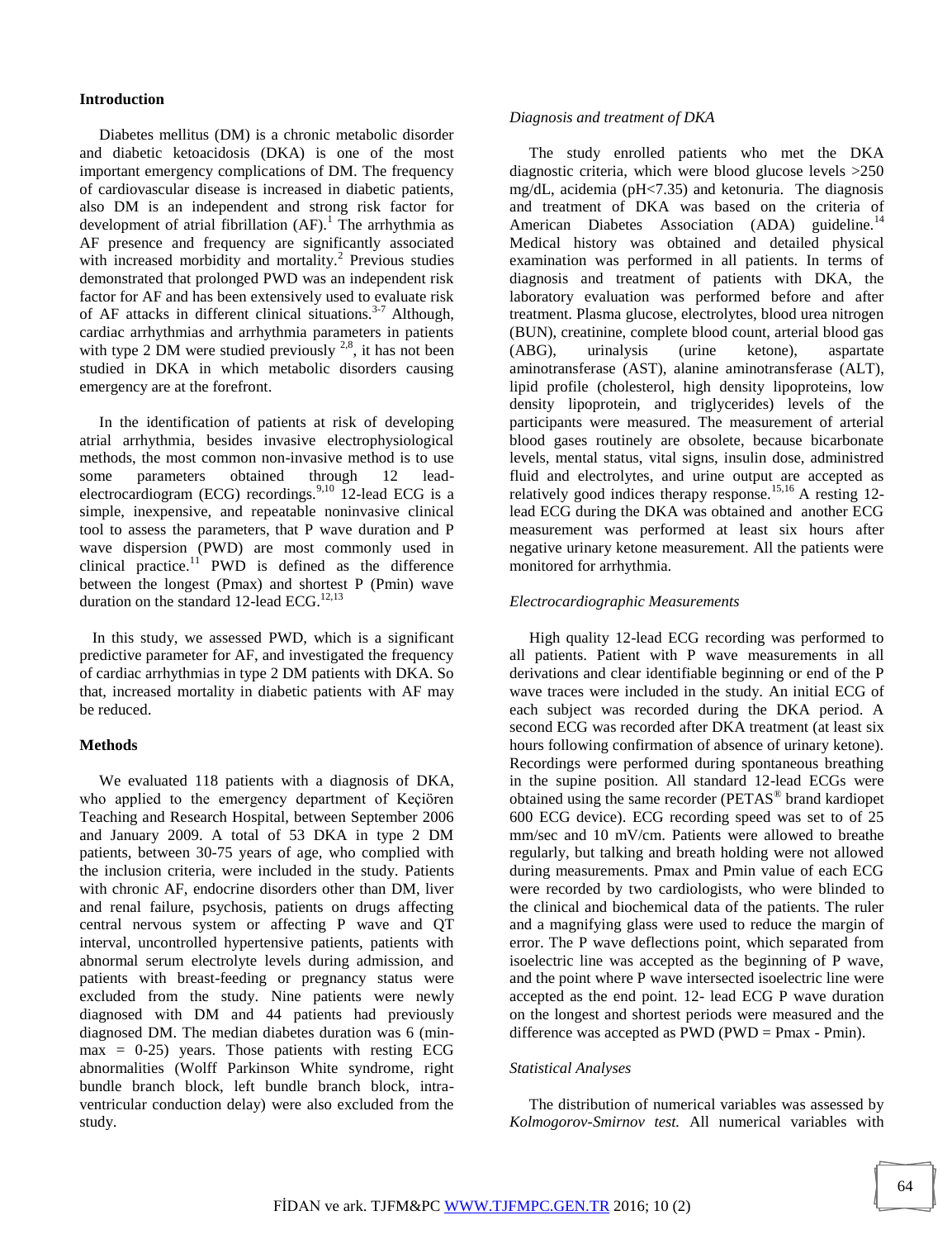## Introduction

Diabetes mellitus (DM) is a chronic metabolic disorder and diabetic ketoacidosis (DKA) is one of the most important emergency complications of DM. The frequency of cardiovascular disease is increased in diabetic patients, also DM is an independent and strong risk factor for development of atrial fibrillation (AF).[1] The arrhythmia as AF presence and frequency are significantly associated with increased morbidity and mortality.[2] Previous studies demonstrated that prolonged PWD was an independent risk factor for AF and has been extensively used to evaluate risk of AF attacks in different clinical situations.[3-7] Although, cardiac arrhythmias and arrhythmia parameters in patients with type 2 DM were studied previously [2,8], it has not been studied in DKA in which metabolic disorders causing emergency are at the forefront.

In the identification of patients at risk of developing atrial arrhythmia, besides invasive electrophysiological methods, the most common non-invasive method is to use some parameters obtained through 12 lead-electrocardiogram (ECG) recordings.[9,10] 12-lead ECG is a simple, inexpensive, and repeatable noninvasive clinical tool to assess the parameters, that P wave duration and P wave dispersion (PWD) are most commonly used in clinical practice.[11] PWD is defined as the difference between the longest (Pmax) and shortest P (Pmin) wave duration on the standard 12-lead ECG.[12,13]

In this study, we assessed PWD, which is a significant predictive parameter for AF, and investigated the frequency of cardiac arrhythmias in type 2 DM patients with DKA. So that, increased mortality in diabetic patients with AF may be reduced.

## Methods

We evaluated 118 patients with a diagnosis of DKA, who applied to the emergency department of Keçiören Teaching and Research Hospital, between September 2006 and January 2009. A total of 53 DKA in type 2 DM patients, between 30-75 years of age, who complied with the inclusion criteria, were included in the study. Patients with chronic AF, endocrine disorders other than DM, liver and renal failure, psychosis, patients on drugs affecting central nervous system or affecting P wave and QT interval, uncontrolled hypertensive patients, patients with abnormal serum electrolyte levels during admission, and patients with breast-feeding or pregnancy status were excluded from the study. Nine patients were newly diagnosed with DM and 44 patients had previously diagnosed DM. The median diabetes duration was 6 (min-max = 0-25) years. Those patients with resting ECG abnormalities (Wolff Parkinson White syndrome, right bundle branch block, left bundle branch block, intra-ventricular conduction delay) were also excluded from the study.

### *Diagnosis and treatment of DKA*

The study enrolled patients who met the DKA diagnostic criteria, which were blood glucose levels >250 mg/dL, acidemia (pH<7.35) and ketonuria. The diagnosis and treatment of DKA was based on the criteria of American Diabetes Association (ADA) guideline.[14] Medical history was obtained and detailed physical examination was performed in all patients. In terms of diagnosis and treatment of patients with DKA, the laboratory evaluation was performed before and after treatment. Plasma glucose, electrolytes, blood urea nitrogen (BUN), creatinine, complete blood count, arterial blood gas (ABG), urinalysis (urine ketone), aspartate aminotransferase (AST), alanine aminotransferase (ALT), lipid profile (cholesterol, high density lipoproteins, low density lipoprotein, and triglycerides) levels of the participants were measured. The measurement of arterial blood gases routinely are obsolete, because bicarbonate levels, mental status, vital signs, insulin dose, administred fluid and electrolytes, and urine output are accepted as relatively good indices therapy response.[15,16] A resting 12-lead ECG during the DKA was obtained and another ECG measurement was performed at least six hours after negative urinary ketone measurement. All the patients were monitored for arrhythmia.

### *Electrocardiographic Measurements*

High quality 12-lead ECG recording was performed to all patients. Patient with P wave measurements in all derivations and clear identifiable beginning or end of the P wave traces were included in the study. An initial ECG of each subject was recorded during the DKA period. A second ECG was recorded after DKA treatment (at least six hours following confirmation of absence of urinary ketone). Recordings were performed during spontaneous breathing in the supine position. All standard 12-lead ECGs were obtained using the same recorder (PETAS® brand kardiopet 600 ECG device). ECG recording speed was set to of 25 mm/sec and 10 mV/cm. Patients were allowed to breathe regularly, but talking and breath holding were not allowed during measurements. Pmax and Pmin value of each ECG were recorded by two cardiologists, who were blinded to the clinical and biochemical data of the patients. The ruler and a magnifying glass were used to reduce the margin of error. The P wave deflections point, which separated from isoelectric line was accepted as the beginning of P wave, and the point where P wave intersected isoelectric line were accepted as the end point. 12- lead ECG P wave duration on the longest and shortest periods were measured and the difference was accepted as PWD (PWD = Pmax - Pmin).

### *Statistical Analyses*

The distribution of numerical variables was assessed by *Kolmogorov-Smirnov test.* All numerical variables with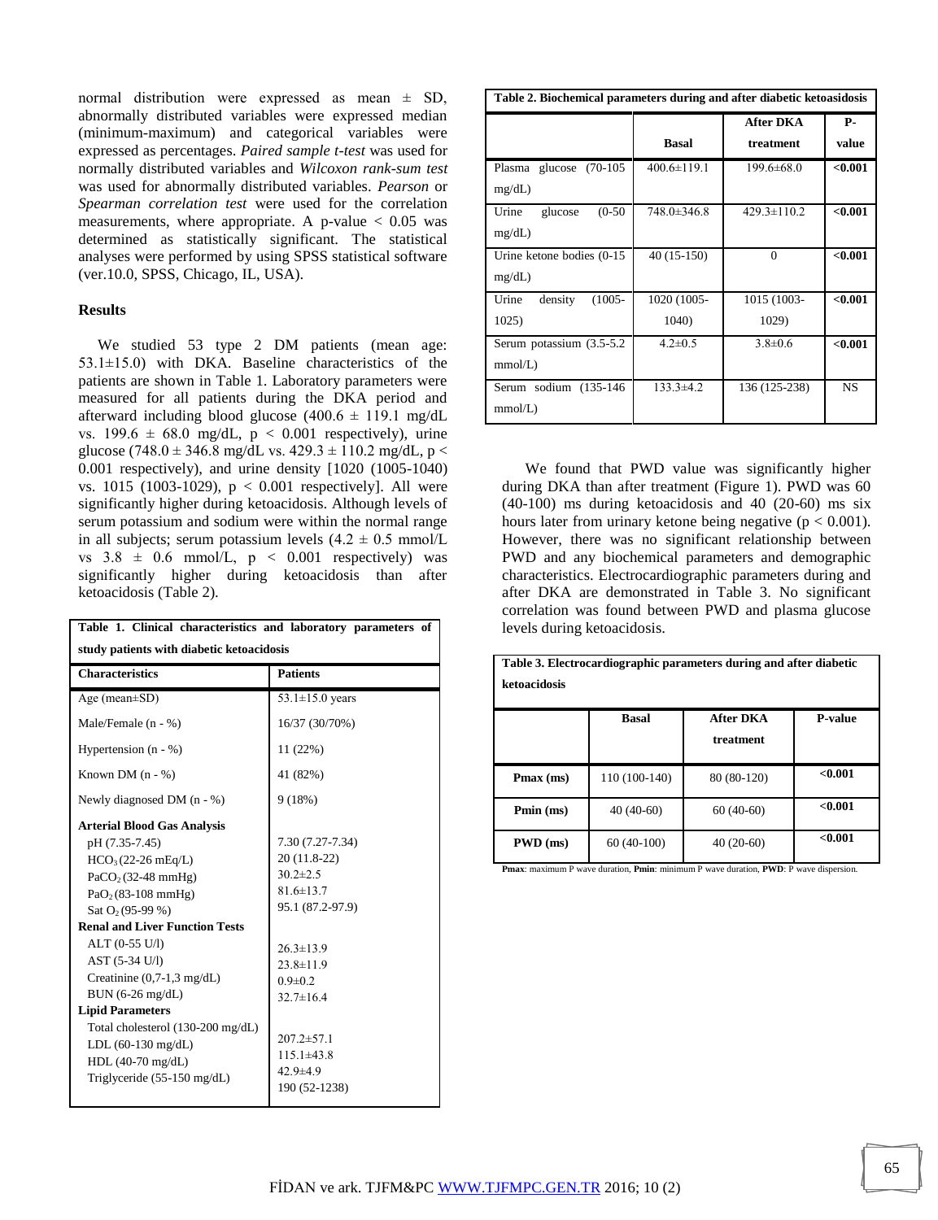normal distribution were expressed as mean ± SD, abnormally distributed variables were expressed median (minimum-maximum) and categorical variables were expressed as percentages. *Paired sample t-test* was used for normally distributed variables and *Wilcoxon rank-sum test* was used for abnormally distributed variables. *Pearson* or *Spearman correlation test* were used for the correlation measurements, where appropriate. A p-value < 0.05 was determined as statistically significant. The statistical analyses were performed by using SPSS statistical software (ver.10.0, SPSS, Chicago, IL, USA).

## Results

We studied 53 type 2 DM patients (mean age: 53.1±15.0) with DKA. Baseline characteristics of the patients are shown in Table 1. Laboratory parameters were measured for all patients during the DKA period and afterward including blood glucose (400.6 ± 119.1 mg/dL vs. 199.6 ± 68.0 mg/dL, p < 0.001 respectively), urine glucose (748.0 ± 346.8 mg/dL vs. 429.3 ± 110.2 mg/dL, p < 0.001 respectively), and urine density [1020 (1005-1040) vs. 1015 (1003-1029), p < 0.001 respectively]. All were significantly higher during ketoacidosis. Although levels of serum potassium and sodium were within the normal range in all subjects; serum potassium levels (4.2 ± 0.5 mmol/L vs 3.8 ± 0.6 mmol/L, p < 0.001 respectively) was significantly higher during ketoacidosis than after ketoacidosis (Table 2).

**Table 1. Clinical characteristics and laboratory parameters of study patients with diabetic ketoacidosis**

| Characteristics | Patients |
|---|---|
| Age (mean±SD) | 53.1±15.0 years |
| Male/Female (n - %) | 16/37 (30/70%) |
| Hypertension (n - %) | 11 (22%) |
| Known DM (n - %) | 41 (82%) |
| Newly diagnosed DM (n - %) | 9 (18%) |
| **Arterial Blood Gas Analysis** | |
| pH (7.35-7.45) | 7.30 (7.27-7.34) |
| $HCO_3$ (22-26 mEq/L) | 20 (11.8-22) |
| $PaCO_2$ (32-48 mmHg) | 30.2±2.5 |
| $PaO_2$ (83-108 mmHg) | 81.6±13.7 |
| Sat $O_2$ (95-99 %) | 95.1 (87.2-97.9) |
| **Renal and Liver Function Tests** | |
| ALT (0-55 U/l) | 26.3±13.9 |
| AST (5-34 U/l) | 23.8±11.9 |
| Creatinine (0,7-1,3 mg/dL) | 0.9±0.2 |
| BUN (6-26 mg/dL) | 32.7±16.4 |
| **Lipid Parameters** | |
| Total cholesterol (130-200 mg/dL) | 207.2±57.1 |
| LDL (60-130 mg/dL) | 115.1±43.8 |
| HDL (40-70 mg/dL) | 42.9±4.9 |
| Triglyceride (55-150 mg/dL) | 190 (52-1238) |

**Table 2. Biochemical parameters during and after diabetic ketoasidosis**

| | Basal | After DKA treatment | P-value |
|---|---|---|---|
| Plasma glucose (70-105 mg/dL) | 400.6±119.1 | 199.6±68.0 | **<0.001** |
| Urine glucose (0-50 mg/dL) | 748.0±346.8 | 429.3±110.2 | **<0.001** |
| Urine ketone bodies (0-15 mg/dL) | 40 (15-150) | 0 | **<0.001** |
| Urine density (1005-1025) | 1020 (1005-1040) | 1015 (1003-1029) | **<0.001** |
| Serum potassium (3.5-5.2 mmol/L) | 4.2±0.5 | 3.8±0.6 | **<0.001** |
| Serum sodium (135-146 mmol/L) | 133.3±4.2 | 136 (125-238) | NS |

We found that PWD value was significantly higher during DKA than after treatment (Figure 1). PWD was 60 (40-100) ms during ketoacidosis and 40 (20-60) ms six hours later from urinary ketone being negative (p < 0.001). However, there was no significant relationship between PWD and any biochemical parameters and demographic characteristics. Electrocardiographic parameters during and after DKA are demonstrated in Table 3. No significant correlation was found between PWD and plasma glucose levels during ketoacidosis.

**Table 3. Electrocardiographic parameters during and after diabetic ketoacidosis**

| | Basal | After DKA treatment | P-value |
|---|---|---|---|
| **Pmax (ms)** | 110 (100-140) | 80 (80-120) | **<0.001** |
| **Pmin (ms)** | 40 (40-60) | 60 (40-60) | **<0.001** |
| **PWD (ms)** | 60 (40-100) | 40 (20-60) | **<0.001** |

**Pmax**: maximum P wave duration, **Pmin**: minimum P wave duration, **PWD**: P wave dispersion.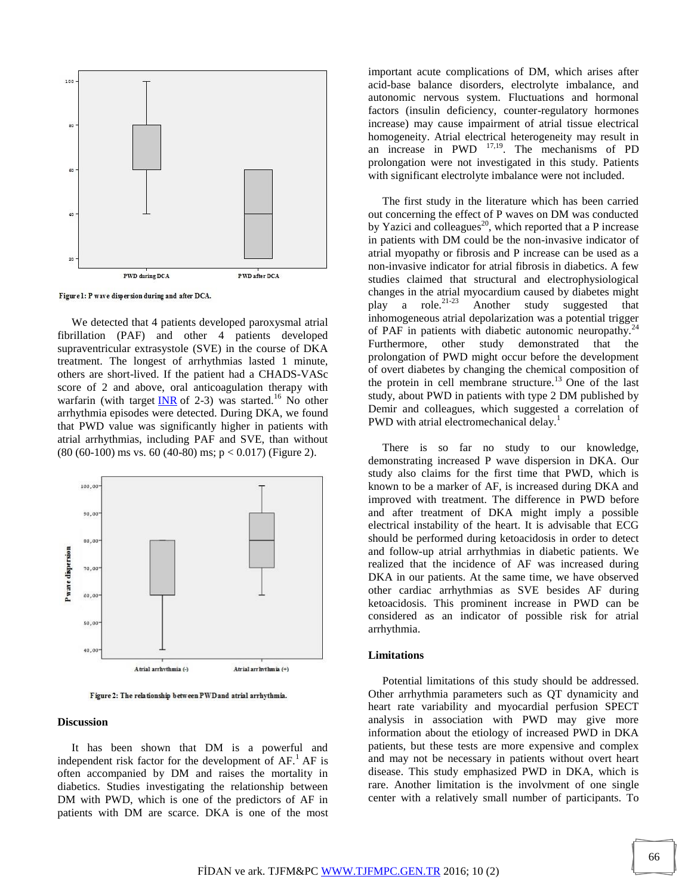Figure 1: P wave dispersion during and after DCA.

We detected that 4 patients developed paroxysmal atrial fibrillation (PAF) and other 4 patients developed supraventricular extrasystole (SVE) in the course of DKA treatment. The longest of arrhythmias lasted 1 minute, others are short-lived. If the patient had a CHADS-VASc score of 2 and above, oral anticoagulation therapy with warfarin (with target INR of 2-3) was started.[16] No other arrhythmia episodes were detected. During DKA, we found that PWD value was significantly higher in patients with atrial arrhythmias, including PAF and SVE, than without (80 (60-100) ms vs. 60 (40-80) ms; $p < 0.017$) (Figure 2).

Figure 2: The relationship between PWD and atrial arrhythmia.

## Discussion

It has been shown that DM is a powerful and independent risk factor for the development of AF.[1] AF is often accompanied by DM and raises the mortality in diabetics. Studies investigating the relationship between DM with PWD, which is one of the predictors of AF in patients with DM are scarce. DKA is one of the most important acute complications of DM, which arises after acid-base balance disorders, electrolyte imbalance, and autonomic nervous system. Fluctuations and hormonal factors (insulin deficiency, counter-regulatory hormones increase) may cause impairment of atrial tissue electrical homogeneity. Atrial electrical heterogeneity may result in an increase in PWD [17,19]. The mechanisms of PD prolongation were not investigated in this study. Patients with significant electrolyte imbalance were not included.

The first study in the literature which has been carried out concerning the effect of P waves on DM was conducted by Yazici and colleagues[20], which reported that a P increase in patients with DM could be the non-invasive indicator of atrial myopathy or fibrosis and P increase can be used as a non-invasive indicator for atrial fibrosis in diabetics. A few studies claimed that structural and electrophysiological changes in the atrial myocardium caused by diabetes might play a role.[21-23] Another study suggested that inhomogeneous atrial depolarization was a potential trigger of PAF in patients with diabetic autonomic neuropathy.[24] Furthermore, other study demonstrated that the prolongation of PWD might occur before the development of overt diabetes by changing the chemical composition of the protein in cell membrane structure.[13] One of the last study, about PWD in patients with type 2 DM published by Demir and colleagues, which suggested a correlation of PWD with atrial electromechanical delay.[1]

There is so far no study to our knowledge, demonstrating increased P wave dispersion in DKA. Our study also claims for the first time that PWD, which is known to be a marker of AF, is increased during DKA and improved with treatment. The difference in PWD before and after treatment of DKA might imply a possible electrical instability of the heart. It is advisable that ECG should be performed during ketoacidosis in order to detect and follow-up atrial arrhythmias in diabetic patients. We realized that the incidence of AF was increased during DKA in our patients. At the same time, we have observed other cardiac arrhythmias as SVE besides AF during ketoacidosis. This prominent increase in PWD can be considered as an indicator of possible risk for atrial arrhythmia.

### Limitations

Potential limitations of this study should be addressed. Other arrhythmia parameters such as QT dynamicity and heart rate variability and myocardial perfusion SPECT analysis in association with PWD may give more information about the etiology of increased PWD in DKA patients, but these tests are more expensive and complex and may not be necessary in patients without overt heart disease. This study emphasized PWD in DKA, which is rare. Another limitation is the involvment of one single center with a relatively small number of participants. To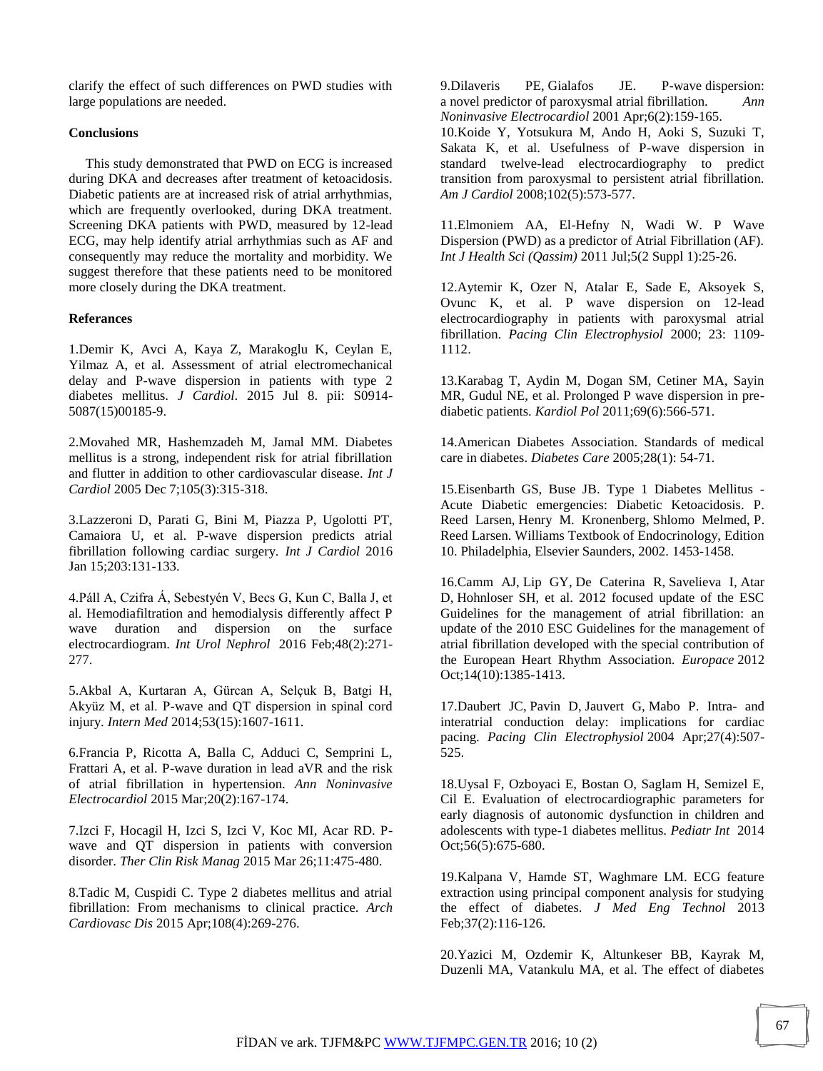clarify the effect of such differences on PWD studies with large populations are needed.

**Conclusions**

This study demonstrated that PWD on ECG is increased during DKA and decreases after treatment of ketoacidosis. Diabetic patients are at increased risk of atrial arrhythmias, which are frequently overlooked, during DKA treatment. Screening DKA patients with PWD, measured by 12-lead ECG, may help identify atrial arrhythmias such as AF and consequently may reduce the mortality and morbidity. We suggest therefore that these patients need to be monitored more closely during the DKA treatment.

**Referances**

1.Demir K, Avci A, Kaya Z, Marakoglu K, Ceylan E, Yilmaz A, et al. Assessment of atrial electromechanical delay and P-wave dispersion in patients with type 2 diabetes mellitus. *J Cardiol*. 2015 Jul 8. pii: S0914-5087(15)00185-9.

2.Movahed MR, Hashemzadeh M, Jamal MM. Diabetes mellitus is a strong, independent risk for atrial fibrillation and flutter in addition to other cardiovascular disease. *Int J Cardiol* 2005 Dec 7;105(3):315-318.

3.Lazzeroni D, Parati G, Bini M, Piazza P, Ugolotti PT, Camaiora U, et al. P-wave dispersion predicts atrial fibrillation following cardiac surgery. *Int J Cardiol* 2016 Jan 15;203:131-133.

4.Páll A, Czifra Á, Sebestyén V, Becs G, Kun C, Balla J, et al. Hemodiafiltration and hemodialysis differently affect P wave duration and dispersion on the surface electrocardiogram. *Int Urol Nephrol* 2016 Feb;48(2):271-277.

5.Akbal A, Kurtaran A, Gürcan A, Selçuk B, Batgi H, Akyüz M, et al. P-wave and QT dispersion in spinal cord injury. *Intern Med* 2014;53(15):1607-1611.

6.Francia P, Ricotta A, Balla C, Adduci C, Semprini L, Frattari A, et al. P-wave duration in lead aVR and the risk of atrial fibrillation in hypertension. *Ann Noninvasive Electrocardiol* 2015 Mar;20(2):167-174.

7.Izci F, Hocagil H, Izci S, Izci V, Koc MI, Acar RD. P-wave and QT dispersion in patients with conversion disorder. *Ther Clin Risk Manag* 2015 Mar 26;11:475-480.

8.Tadic M, Cuspidi C. Type 2 diabetes mellitus and atrial fibrillation: From mechanisms to clinical practice. *Arch Cardiovasc Dis* 2015 Apr;108(4):269-276.

9.Dilaveris PE, Gialafos JE. P-wave dispersion: a novel predictor of paroxysmal atrial fibrillation. *Ann Noninvasive Electrocardiol* 2001 Apr;6(2):159-165.

10.Koide Y, Yotsukura M, Ando H, Aoki S, Suzuki T, Sakata K, et al. Usefulness of P-wave dispersion in standard twelve-lead electrocardiography to predict transition from paroxysmal to persistent atrial fibrillation. *Am J Cardiol* 2008;102(5):573-577.

11.Elmoniem AA, El-Hefny N, Wadi W. P Wave Dispersion (PWD) as a predictor of Atrial Fibrillation (AF). *Int J Health Sci (Qassim)* 2011 Jul;5(2 Suppl 1):25-26.

12.Aytemir K, Ozer N, Atalar E, Sade E, Aksoyek S, Ovunc K, et al. P wave dispersion on 12-lead electrocardiography in patients with paroxysmal atrial fibrillation. *Pacing Clin Electrophysiol* 2000; 23: 1109-1112.

13.Karabag T, Aydin M, Dogan SM, Cetiner MA, Sayin MR, Gudul NE, et al. Prolonged P wave dispersion in pre-diabetic patients. *Kardiol Pol* 2011;69(6):566-571.

14.American Diabetes Association. Standards of medical care in diabetes. *Diabetes Care* 2005;28(1): 54-71.

15.Eisenbarth GS, Buse JB. Type 1 Diabetes Mellitus - Acute Diabetic emergencies: Diabetic Ketoacidosis. P. Reed Larsen, Henry M. Kronenberg, Shlomo Melmed, P. Reed Larsen. Williams Textbook of Endocrinology, Edition 10. Philadelphia, Elsevier Saunders, 2002. 1453-1458.

16.Camm AJ, Lip GY, De Caterina R, Savelieva I, Atar D, Hohnloser SH, et al. 2012 focused update of the ESC Guidelines for the management of atrial fibrillation: an update of the 2010 ESC Guidelines for the management of atrial fibrillation developed with the special contribution of the European Heart Rhythm Association. *Europace* 2012 Oct;14(10):1385-1413.

17.Daubert JC, Pavin D, Jauvert G, Mabo P. Intra- and interatrial conduction delay: implications for cardiac pacing. *Pacing Clin Electrophysiol* 2004 Apr;27(4):507-525.

18.Uysal F, Ozboyaci E, Bostan O, Saglam H, Semizel E, Cil E. Evaluation of electrocardiographic parameters for early diagnosis of autonomic dysfunction in children and adolescents with type-1 diabetes mellitus. *Pediatr Int* 2014 Oct;56(5):675-680.

19.Kalpana V, Hamde ST, Waghmare LM. ECG feature extraction using principal component analysis for studying the effect of diabetes. *J Med Eng Technol* 2013 Feb;37(2):116-126.

20.Yazici M, Ozdemir K, Altunkeser BB, Kayrak M, Duzenli MA, Vatankulu MA, et al. The effect of diabetes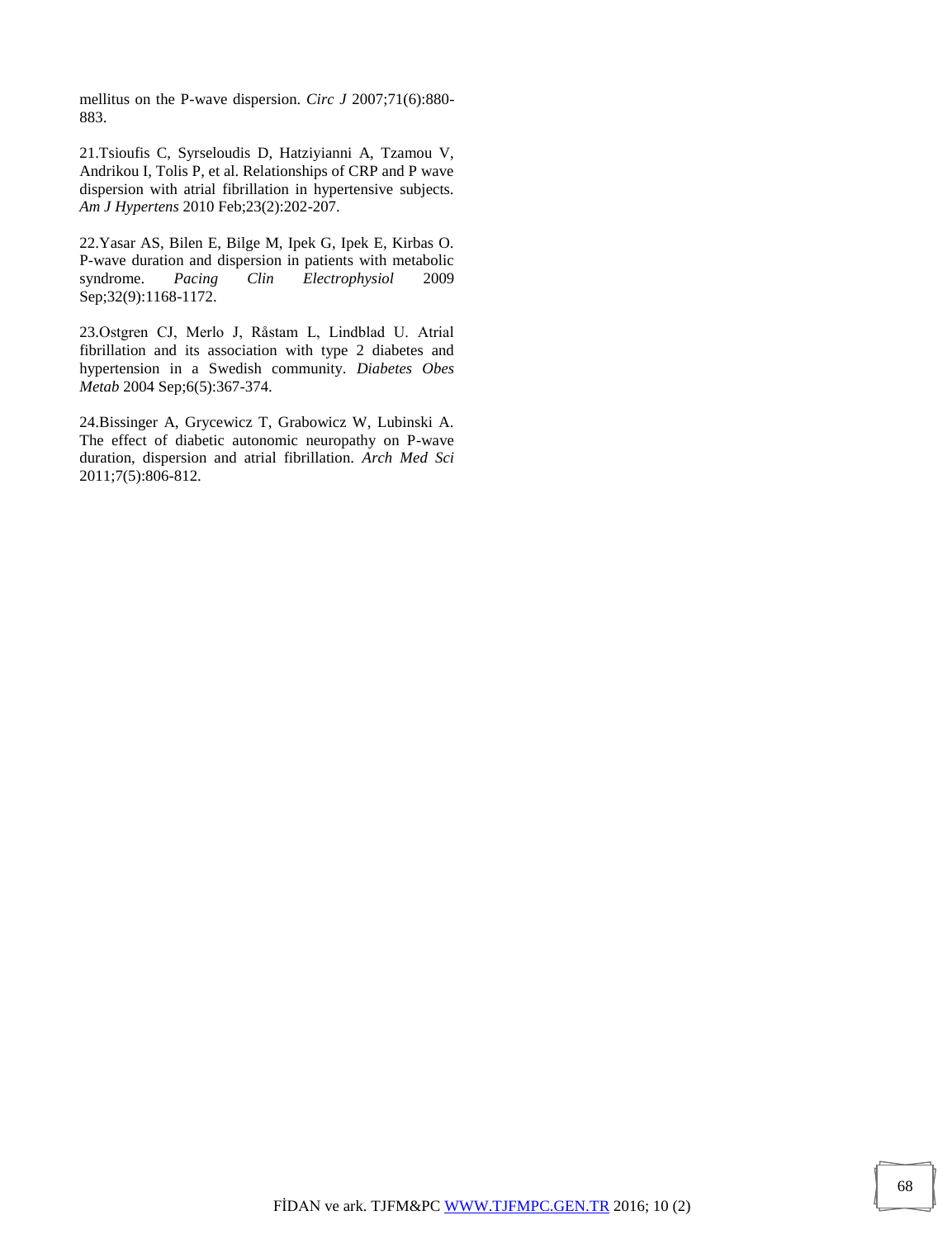mellitus on the P-wave dispersion. *Circ J* 2007;71(6):880-883.

21.Tsioufis C, Syrseloudis D, Hatziyianni A, Tzamou V, Andrikou I, Tolis P, et al. Relationships of CRP and P wave dispersion with atrial fibrillation in hypertensive subjects. *Am J Hypertens* 2010 Feb;23(2):202-207.

22.Yasar AS, Bilen E, Bilge M, Ipek G, Ipek E, Kirbas O. P-wave duration and dispersion in patients with metabolic syndrome. *Pacing Clin Electrophysiol* 2009 Sep;32(9):1168-1172.

23.Ostgren CJ, Merlo J, Råstam L, Lindblad U. Atrial fibrillation and its association with type 2 diabetes and hypertension in a Swedish community. *Diabetes Obes Metab* 2004 Sep;6(5):367-374.

24.Bissinger A, Grycewicz T, Grabowicz W, Lubinski A. The effect of diabetic autonomic neuropathy on P-wave duration, dispersion and atrial fibrillation. *Arch Med Sci* 2011;7(5):806-812.